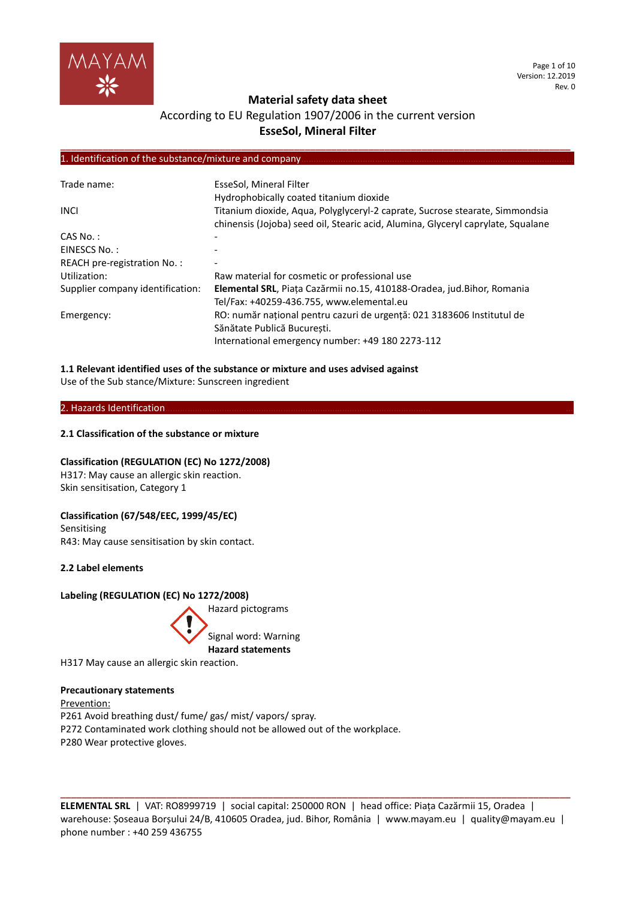# Material safety data sheet

According to EU Regulation 1907/2006 in the current version

**EsseSol, Mineral Filter**

## 1. Identification of the substance/mixture and company

| | |
|---|---|
| Trade name: | EsseSol, Mineral Filter<br>Hydrophobically coated titanium dioxide |
| INCI | Titanium dioxide, Aqua, Polyglyceryl-2 caprate, Sucrose stearate, Simmondsia chinensis (Jojoba) seed oil, Stearic acid, Alumina, Glyceryl caprylate, Squalane |
| CAS No. : | - |
| EINESCS No. : | - |
| REACH pre-registration No. : | - |
| Utilization: | Raw material for cosmetic or professional use |
| Supplier company identification: | **Elemental SRL**, Piața Cazărmii no.15, 410188-Oradea, jud.Bihor, Romania<br>Tel/Fax: +40259-436.755, www.elemental.eu |
| Emergency: | RO: număr național pentru cazuri de urgență: 021 3183606 Institutul de Sănătate Publică București.<br>International emergency number: +49 180 2273-112 |

**1.1 Relevant identified uses of the substance or mixture and uses advised against**

Use of the Sub stance/Mixture: Sunscreen ingredient

## 2. Hazards Identification

**2.1 Classification of the substance or mixture**

**Classification (REGULATION (EC) No 1272/2008)**

H317: May cause an allergic skin reaction.

Skin sensitisation, Category 1

**Classification (67/548/EEC, 1999/45/EC)**

Sensitising

R43: May cause sensitisation by skin contact.

**2.2 Label elements**

**Labeling (REGULATION (EC) No 1272/2008)**

Hazard pictograms

Signal word: Warning

**Hazard statements**

H317 May cause an allergic skin reaction.

**Precautionary statements**

Prevention:

P261 Avoid breathing dust/ fume/ gas/ mist/ vapors/ spray.

P272 Contaminated work clothing should not be allowed out of the workplace.

P280 Wear protective gloves.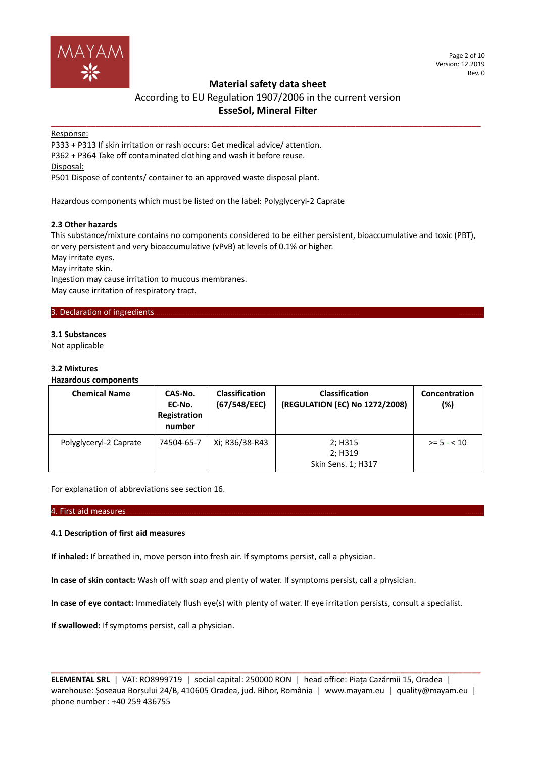Response:

P333 + P313 If skin irritation or rash occurs: Get medical advice/ attention.
P362 + P364 Take off contaminated clothing and wash it before reuse.

Disposal:

P501 Dispose of contents/ container to an approved waste disposal plant.

Hazardous components which must be listed on the label: Polyglyceryl-2 Caprate

### 2.3 Other hazards

This substance/mixture contains no components considered to be either persistent, bioaccumulative and toxic (PBT), or very persistent and very bioaccumulative (vPvB) at levels of 0.1% or higher.
May irritate eyes.
May irritate skin.
Ingestion may cause irritation to mucous membranes.
May cause irritation of respiratory tract.

## 3. Declaration of ingredients

### 3.1 Substances

Not applicable

### 3.2 Mixtures

**Hazardous components**

| Chemical Name | CAS-No. EC-No. Registration number | Classification (67/548/EEC) | Classification (REGULATION (EC) No 1272/2008) | Concentration (%) |
|---|---|---|---|---|
| Polyglyceryl-2 Caprate | 74504-65-7 | Xi; R36/38-R43 | 2; H315<br>2; H319<br>Skin Sens. 1; H317 | >= 5 - < 10 |

For explanation of abbreviations see section 16.

## 4. First aid measures

### 4.1 Description of first aid measures

**If inhaled:** If breathed in, move person into fresh air. If symptoms persist, call a physician.

**In case of skin contact:** Wash off with soap and plenty of water. If symptoms persist, call a physician.

**In case of eye contact:** Immediately flush eye(s) with plenty of water. If eye irritation persists, consult a specialist.

**If swallowed:** If symptoms persist, call a physician.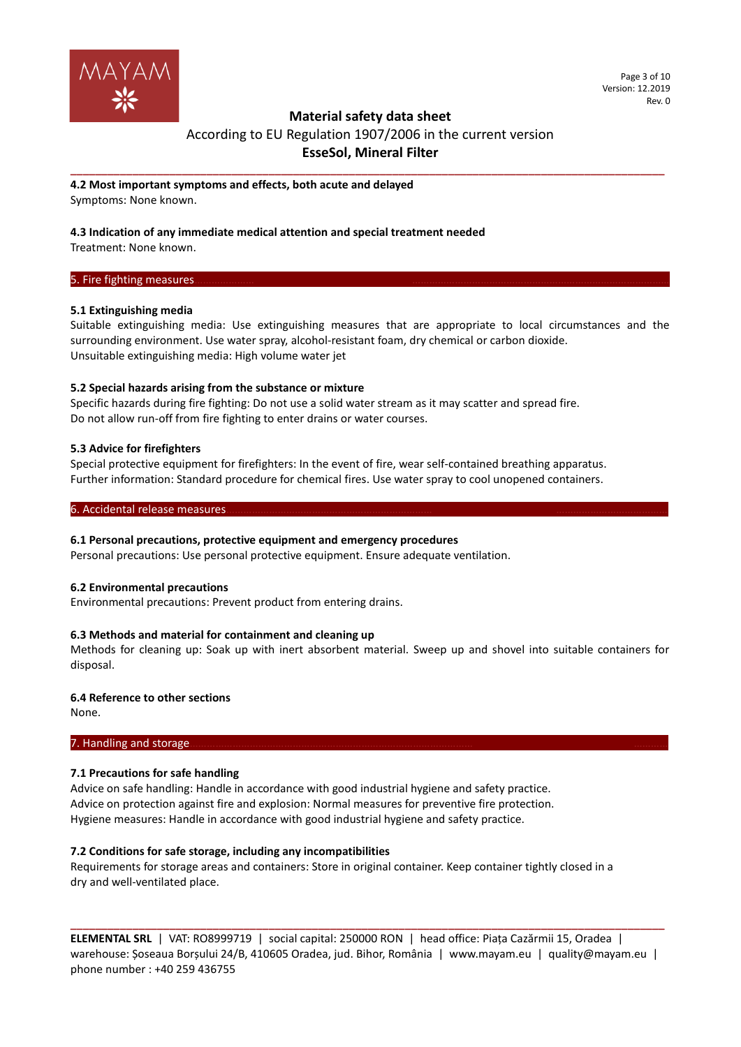### 4.2 Most important symptoms and effects, both acute and delayed

Symptoms: None known.

### 4.3 Indication of any immediate medical attention and special treatment needed

Treatment: None known.

## 5. Fire fighting measures

### 5.1 Extinguishing media

Suitable extinguishing media: Use extinguishing measures that are appropriate to local circumstances and the surrounding environment. Use water spray, alcohol-resistant foam, dry chemical or carbon dioxide.
Unsuitable extinguishing media: High volume water jet

### 5.2 Special hazards arising from the substance or mixture

Specific hazards during fire fighting: Do not use a solid water stream as it may scatter and spread fire.
Do not allow run-off from fire fighting to enter drains or water courses.

### 5.3 Advice for firefighters

Special protective equipment for firefighters: In the event of fire, wear self-contained breathing apparatus.
Further information: Standard procedure for chemical fires. Use water spray to cool unopened containers.

## 6. Accidental release measures

### 6.1 Personal precautions, protective equipment and emergency procedures

Personal precautions: Use personal protective equipment. Ensure adequate ventilation.

### 6.2 Environmental precautions

Environmental precautions: Prevent product from entering drains.

### 6.3 Methods and material for containment and cleaning up

Methods for cleaning up: Soak up with inert absorbent material. Sweep up and shovel into suitable containers for disposal.

### 6.4 Reference to other sections

None.

## 7. Handling and storage

### 7.1 Precautions for safe handling

Advice on safe handling: Handle in accordance with good industrial hygiene and safety practice.
Advice on protection against fire and explosion: Normal measures for preventive fire protection.
Hygiene measures: Handle in accordance with good industrial hygiene and safety practice.

### 7.2 Conditions for safe storage, including any incompatibilities

Requirements for storage areas and containers: Store in original container. Keep container tightly closed in a dry and well-ventilated place.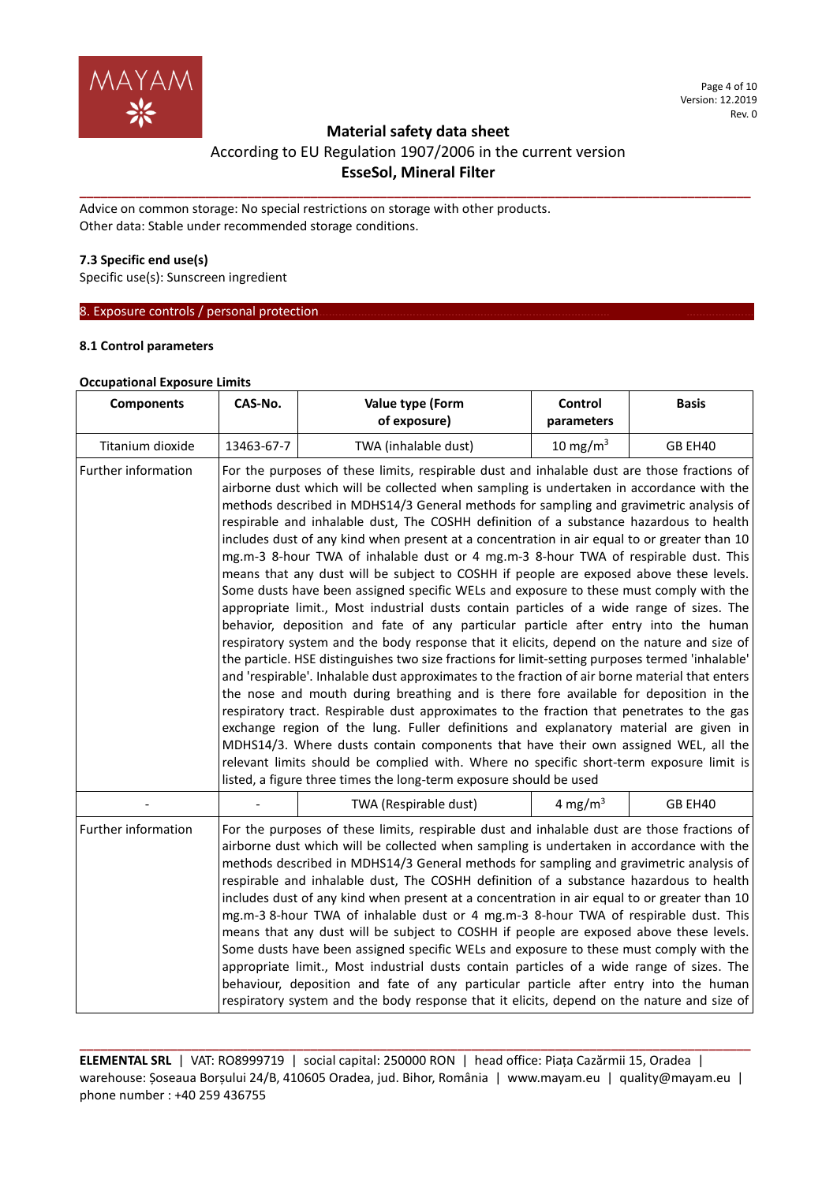Advice on common storage: No special restrictions on storage with other products.
Other data: Stable under recommended storage conditions.

**7.3 Specific end use(s)**

Specific use(s): Sunscreen ingredient

## 8. Exposure controls / personal protection

**8.1 Control parameters**

**Occupational Exposure Limits**

| Components | CAS-No. | Value type (Form of exposure) | Control parameters | Basis |
|---|---|---|---|---|
| Titanium dioxide | 13463-67-7 | TWA (inhalable dust) | 10 mg/m$^3$ | GB EH40 |
| Further information | For the purposes of these limits, respirable dust and inhalable dust are those fractions of airborne dust which will be collected when sampling is undertaken in accordance with the methods described in MDHS14/3 General methods for sampling and gravimetric analysis of respirable and inhalable dust, The COSHH definition of a substance hazardous to health includes dust of any kind when present at a concentration in air equal to or greater than 10 mg.m-3 8-hour TWA of inhalable dust or 4 mg.m-3 8-hour TWA of respirable dust. This means that any dust will be subject to COSHH if people are exposed above these levels. Some dusts have been assigned specific WELs and exposure to these must comply with the appropriate limit., Most industrial dusts contain particles of a wide range of sizes. The behavior, deposition and fate of any particular particle after entry into the human respiratory system and the body response that it elicits, depend on the nature and size of the particle. HSE distinguishes two size fractions for limit-setting purposes termed 'inhalable' and 'respirable'. Inhalable dust approximates to the fraction of air borne material that enters the nose and mouth during breathing and is there fore available for deposition in the respiratory tract. Respirable dust approximates to the fraction that penetrates to the gas exchange region of the lung. Fuller definitions and explanatory material are given in MDHS14/3. Where dusts contain components that have their own assigned WEL, all the relevant limits should be complied with. Where no specific short-term exposure limit is listed, a figure three times the long-term exposure should be used | | | |
| - | - | TWA (Respirable dust) | 4 mg/m$^3$ | GB EH40 |
| Further information | For the purposes of these limits, respirable dust and inhalable dust are those fractions of airborne dust which will be collected when sampling is undertaken in accordance with the methods described in MDHS14/3 General methods for sampling and gravimetric analysis of respirable and inhalable dust, The COSHH definition of a substance hazardous to health includes dust of any kind when present at a concentration in air equal to or greater than 10 mg.m-3 8-hour TWA of inhalable dust or 4 mg.m-3 8-hour TWA of respirable dust. This means that any dust will be subject to COSHH if people are exposed above these levels. Some dusts have been assigned specific WELs and exposure to these must comply with the appropriate limit., Most industrial dusts contain particles of a wide range of sizes. The behaviour, deposition and fate of any particular particle after entry into the human respiratory system and the body response that it elicits, depend on the nature and size of | | | |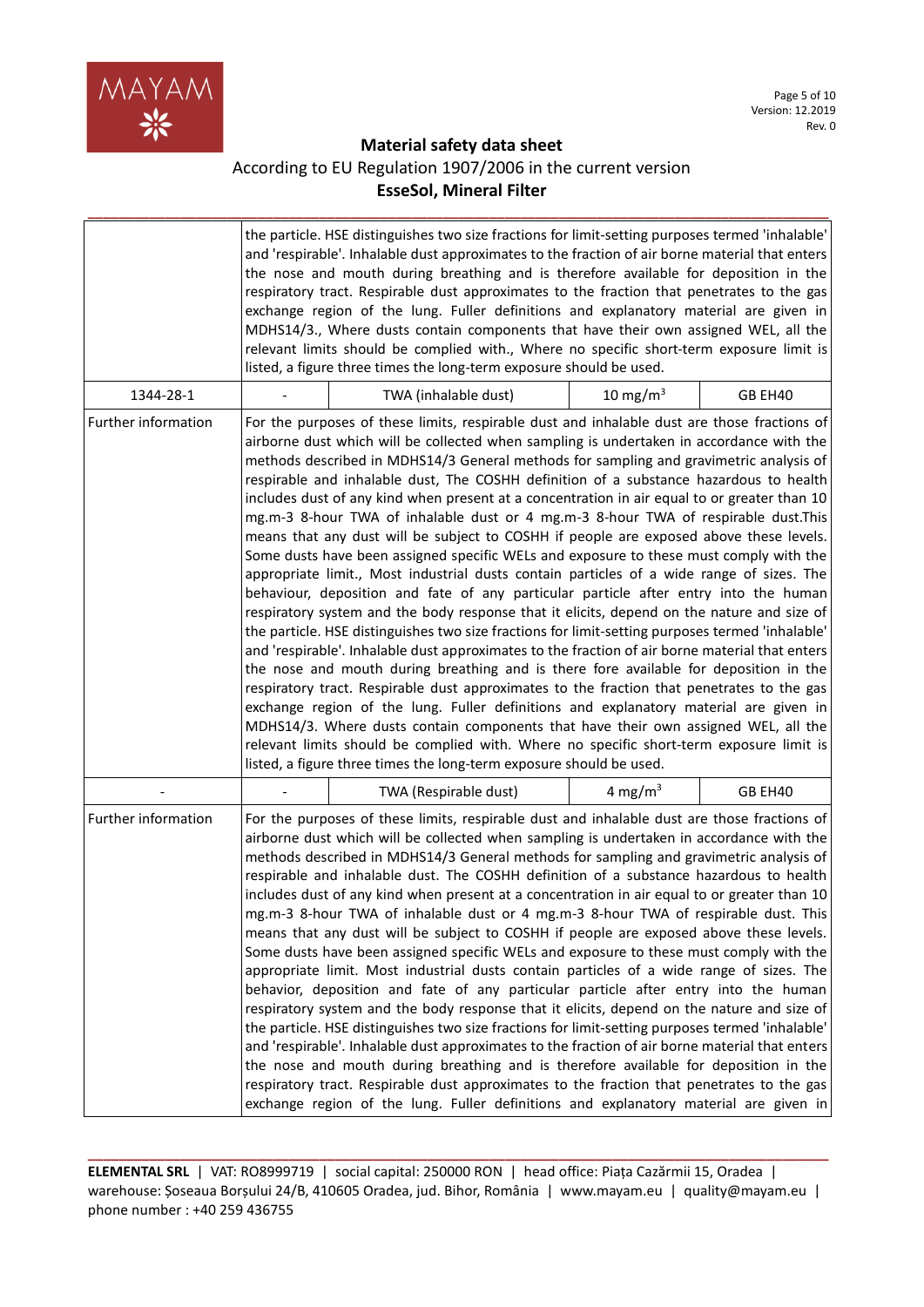| | | | | |
|---|---|---|---|---|
| | the particle. HSE distinguishes two size fractions for limit-setting purposes termed 'inhalable' and 'respirable'. Inhalable dust approximates to the fraction of air borne material that enters the nose and mouth during breathing and is therefore available for deposition in the respiratory tract. Respirable dust approximates to the fraction that penetrates to the gas exchange region of the lung. Fuller definitions and explanatory material are given in MDHS14/3., Where dusts contain components that have their own assigned WEL, all the relevant limits should be complied with., Where no specific short-term exposure limit is listed, a figure three times the long-term exposure should be used. | | | |
| 1344-28-1 | - | TWA (inhalable dust) | 10 mg/m$^3$ | GB EH40 |
| Further information | For the purposes of these limits, respirable dust and inhalable dust are those fractions of airborne dust which will be collected when sampling is undertaken in accordance with the methods described in MDHS14/3 General methods for sampling and gravimetric analysis of respirable and inhalable dust, The COSHH definition of a substance hazardous to health includes dust of any kind when present at a concentration in air equal to or greater than 10 mg.m-3 8-hour TWA of inhalable dust or 4 mg.m-3 8-hour TWA of respirable dust.This means that any dust will be subject to COSHH if people are exposed above these levels. Some dusts have been assigned specific WELs and exposure to these must comply with the appropriate limit., Most industrial dusts contain particles of a wide range of sizes. The behaviour, deposition and fate of any particular particle after entry into the human respiratory system and the body response that it elicits, depend on the nature and size of the particle. HSE distinguishes two size fractions for limit-setting purposes termed 'inhalable' and 'respirable'. Inhalable dust approximates to the fraction of air borne material that enters the nose and mouth during breathing and is there fore available for deposition in the respiratory tract. Respirable dust approximates to the fraction that penetrates to the gas exchange region of the lung. Fuller definitions and explanatory material are given in MDHS14/3. Where dusts contain components that have their own assigned WEL, all the relevant limits should be complied with. Where no specific short-term exposure limit is listed, a figure three times the long-term exposure should be used. | | | |
| - | - | TWA (Respirable dust) | 4 mg/m$^3$ | GB EH40 |
| Further information | For the purposes of these limits, respirable dust and inhalable dust are those fractions of airborne dust which will be collected when sampling is undertaken in accordance with the methods described in MDHS14/3 General methods for sampling and gravimetric analysis of respirable and inhalable dust. The COSHH definition of a substance hazardous to health includes dust of any kind when present at a concentration in air equal to or greater than 10 mg.m-3 8-hour TWA of inhalable dust or 4 mg.m-3 8-hour TWA of respirable dust. This means that any dust will be subject to COSHH if people are exposed above these levels. Some dusts have been assigned specific WELs and exposure to these must comply with the appropriate limit. Most industrial dusts contain particles of a wide range of sizes. The behavior, deposition and fate of any particular particle after entry into the human respiratory system and the body response that it elicits, depend on the nature and size of the particle. HSE distinguishes two size fractions for limit-setting purposes termed 'inhalable' and 'respirable'. Inhalable dust approximates to the fraction of air borne material that enters the nose and mouth during breathing and is therefore available for deposition in the respiratory tract. Respirable dust approximates to the fraction that penetrates to the gas exchange region of the lung. Fuller definitions and explanatory material are given in | | | |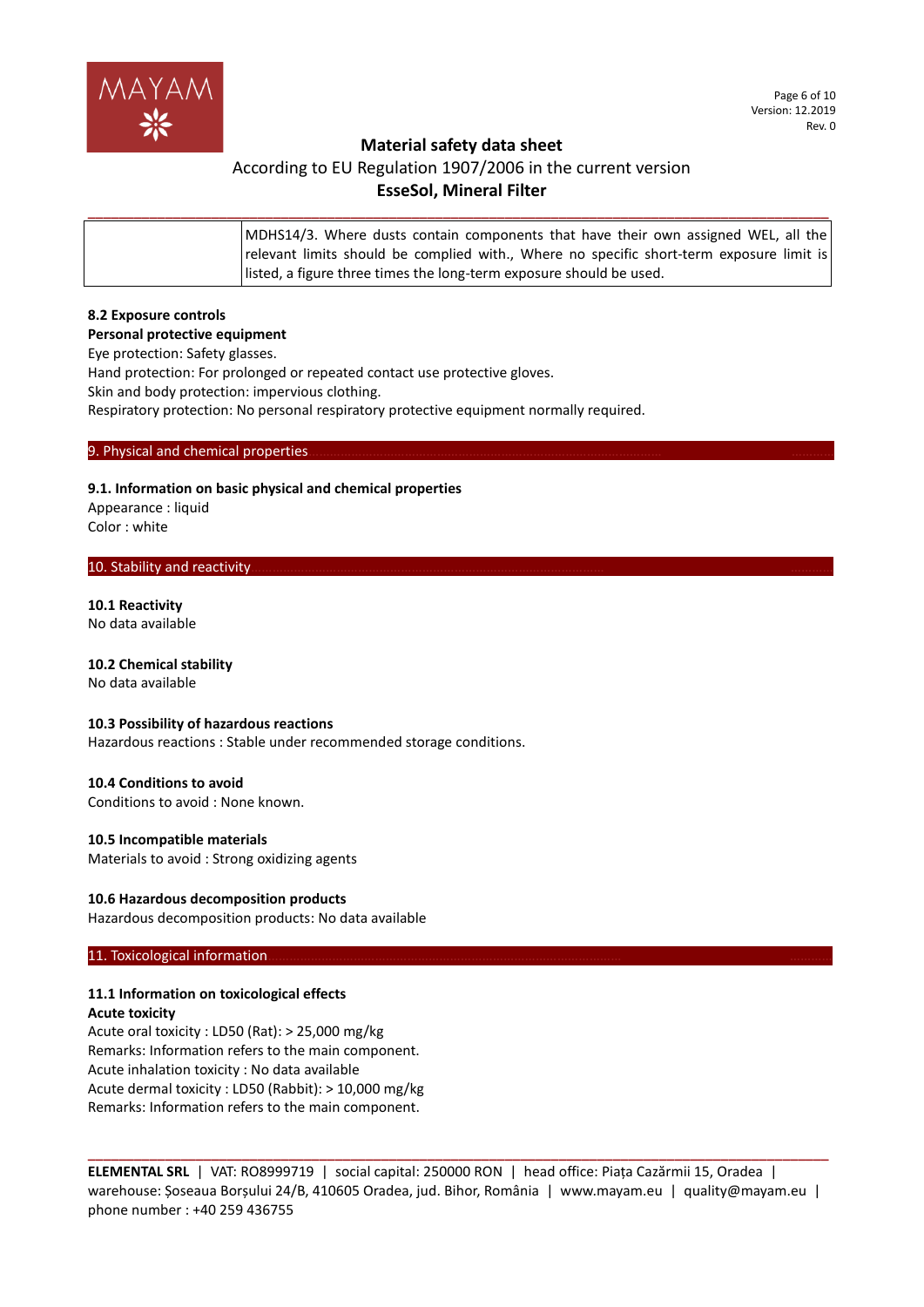| | MDHS14/3. Where dusts contain components that have their own assigned WEL, all the relevant limits should be complied with., Where no specific short-term exposure limit is listed, a figure three times the long-term exposure should be used. |
|---|---|

**8.2 Exposure controls**

**Personal protective equipment**

Eye protection: Safety glasses.
Hand protection: For prolonged or repeated contact use protective gloves.
Skin and body protection: impervious clothing.
Respiratory protection: No personal respiratory protective equipment normally required.

## 9. Physical and chemical properties

**9.1. Information on basic physical and chemical properties**

Appearance : liquid
Color : white

## 10. Stability and reactivity

**10.1 Reactivity**

No data available

**10.2 Chemical stability**

No data available

**10.3 Possibility of hazardous reactions**

Hazardous reactions : Stable under recommended storage conditions.

**10.4 Conditions to avoid**

Conditions to avoid : None known.

**10.5 Incompatible materials**

Materials to avoid : Strong oxidizing agents

**10.6 Hazardous decomposition products**

Hazardous decomposition products: No data available

## 11. Toxicological information

**11.1 Information on toxicological effects**

**Acute toxicity**

Acute oral toxicity : LD50 (Rat): > 25,000 mg/kg
Remarks: Information refers to the main component.
Acute inhalation toxicity : No data available
Acute dermal toxicity : LD50 (Rabbit): > 10,000 mg/kg
Remarks: Information refers to the main component.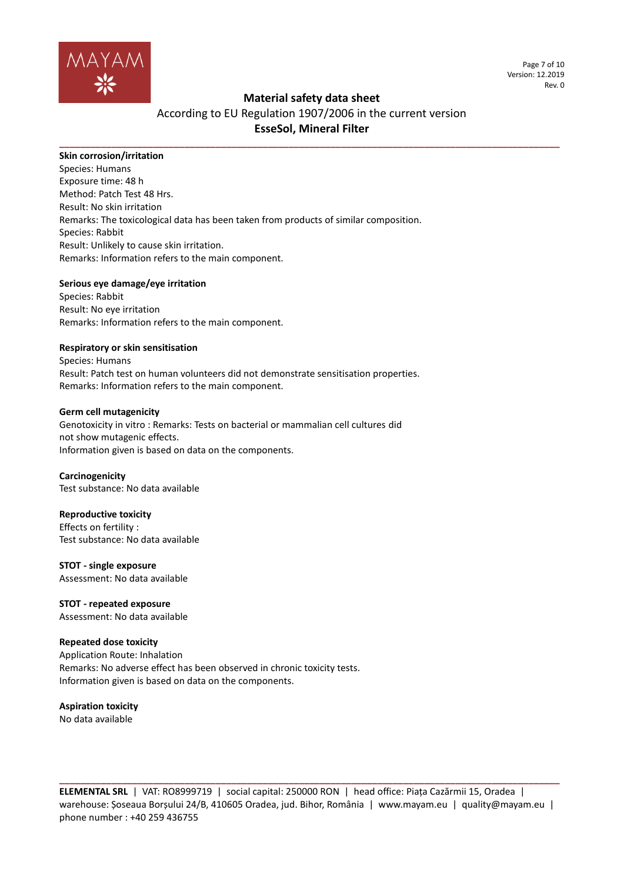**Skin corrosion/irritation**
Species: Humans
Exposure time: 48 h
Method: Patch Test 48 Hrs.
Result: No skin irritation
Remarks: The toxicological data has been taken from products of similar composition.
Species: Rabbit
Result: Unlikely to cause skin irritation.
Remarks: Information refers to the main component.

**Serious eye damage/eye irritation**
Species: Rabbit
Result: No eye irritation
Remarks: Information refers to the main component.

**Respiratory or skin sensitisation**
Species: Humans
Result: Patch test on human volunteers did not demonstrate sensitisation properties.
Remarks: Information refers to the main component.

**Germ cell mutagenicity**
Genotoxicity in vitro : Remarks: Tests on bacterial or mammalian cell cultures did not show mutagenic effects.
Information given is based on data on the components.

**Carcinogenicity**
Test substance: No data available

**Reproductive toxicity**
Effects on fertility :
Test substance: No data available

**STOT - single exposure**
Assessment: No data available

**STOT - repeated exposure**
Assessment: No data available

**Repeated dose toxicity**
Application Route: Inhalation
Remarks: No adverse effect has been observed in chronic toxicity tests.
Information given is based on data on the components.

**Aspiration toxicity**
No data available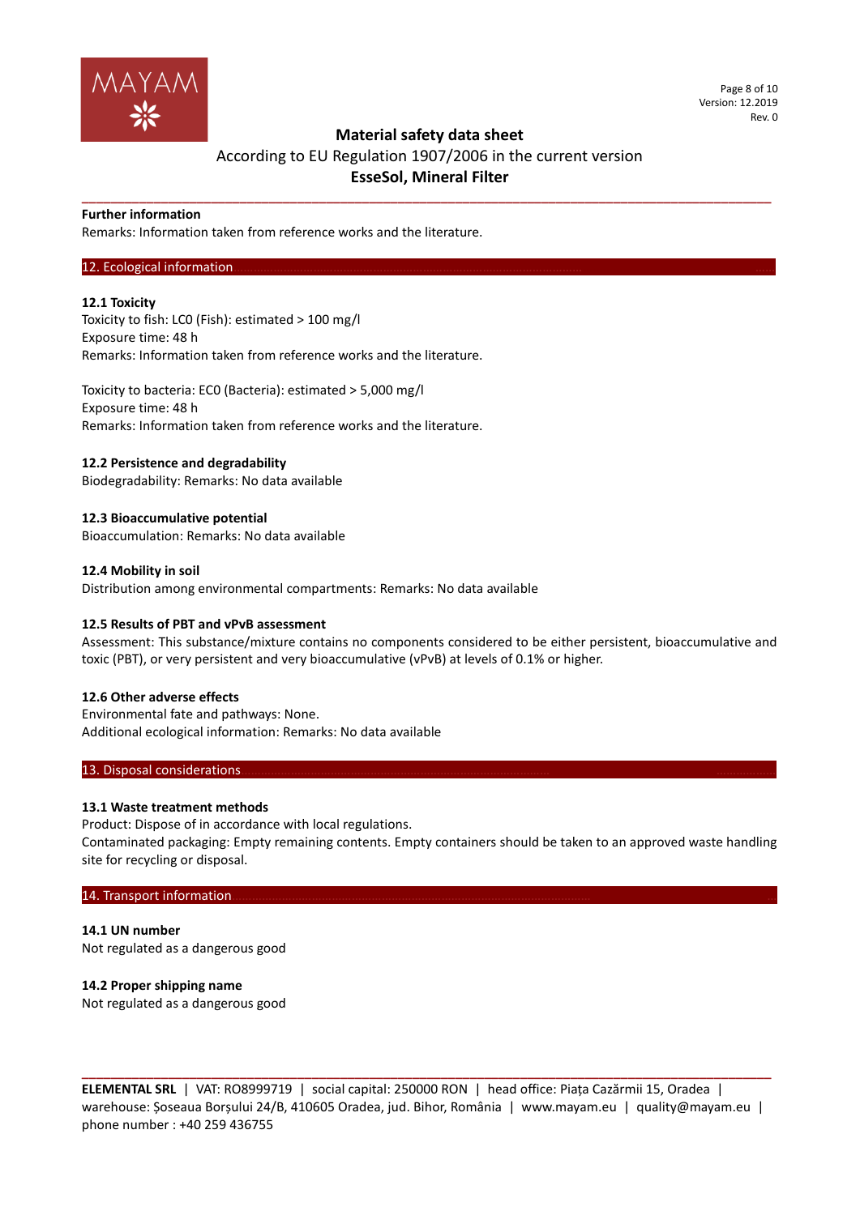**Further information**

Remarks: Information taken from reference works and the literature.

## 12. Ecological information

### 12.1 Toxicity

Toxicity to fish: LC0 (Fish): estimated > 100 mg/l
Exposure time: 48 h
Remarks: Information taken from reference works and the literature.

Toxicity to bacteria: EC0 (Bacteria): estimated > 5,000 mg/l
Exposure time: 48 h
Remarks: Information taken from reference works and the literature.

### 12.2 Persistence and degradability

Biodegradability: Remarks: No data available

### 12.3 Bioaccumulative potential

Bioaccumulation: Remarks: No data available

### 12.4 Mobility in soil

Distribution among environmental compartments: Remarks: No data available

### 12.5 Results of PBT and vPvB assessment

Assessment: This substance/mixture contains no components considered to be either persistent, bioaccumulative and toxic (PBT), or very persistent and very bioaccumulative (vPvB) at levels of 0.1% or higher.

### 12.6 Other adverse effects

Environmental fate and pathways: None.
Additional ecological information: Remarks: No data available

## 13. Disposal considerations

### 13.1 Waste treatment methods

Product: Dispose of in accordance with local regulations.
Contaminated packaging: Empty remaining contents. Empty containers should be taken to an approved waste handling site for recycling or disposal.

## 14. Transport information

### 14.1 UN number

Not regulated as a dangerous good

### 14.2 Proper shipping name

Not regulated as a dangerous good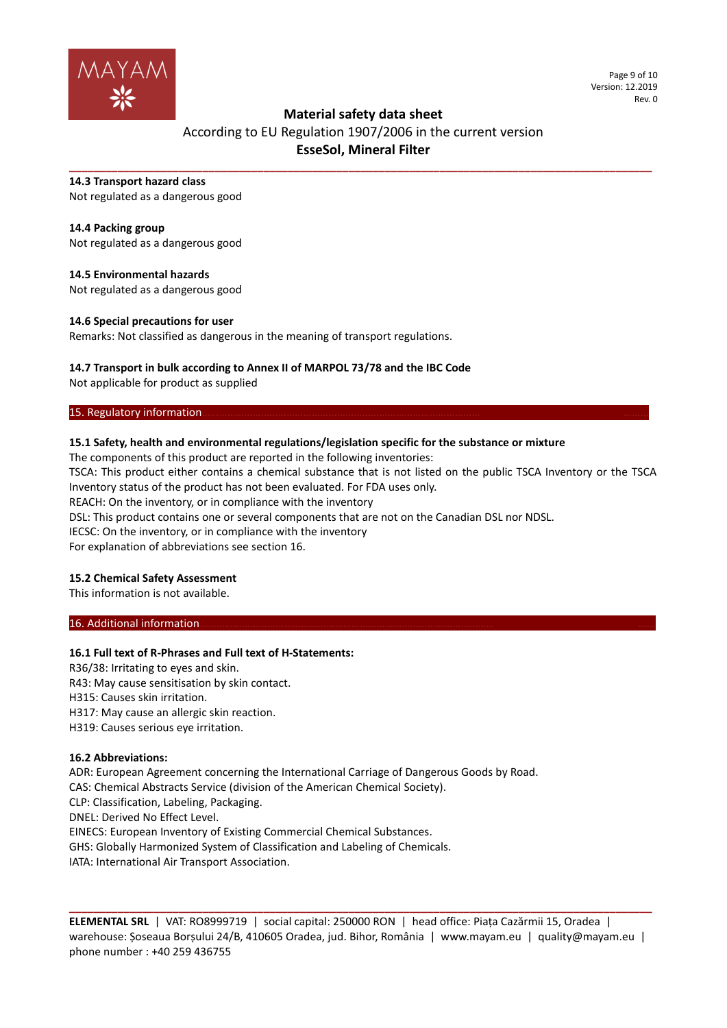### 14.3 Transport hazard class

Not regulated as a dangerous good

### 14.4 Packing group

Not regulated as a dangerous good

### 14.5 Environmental hazards

Not regulated as a dangerous good

### 14.6 Special precautions for user

Remarks: Not classified as dangerous in the meaning of transport regulations.

### 14.7 Transport in bulk according to Annex II of MARPOL 73/78 and the IBC Code

Not applicable for product as supplied

## 15. Regulatory information

### 15.1 Safety, health and environmental regulations/legislation specific for the substance or mixture

The components of this product are reported in the following inventories:

TSCA: This product either contains a chemical substance that is not listed on the public TSCA Inventory or the TSCA Inventory status of the product has not been evaluated. For FDA uses only.

REACH: On the inventory, or in compliance with the inventory

DSL: This product contains one or several components that are not on the Canadian DSL nor NDSL.

IECSC: On the inventory, or in compliance with the inventory

For explanation of abbreviations see section 16.

### 15.2 Chemical Safety Assessment

This information is not available.

## 16. Additional information

### 16.1 Full text of R-Phrases and Full text of H-Statements:

R36/38: Irritating to eyes and skin.
R43: May cause sensitisation by skin contact.
H315: Causes skin irritation.
H317: May cause an allergic skin reaction.
H319: Causes serious eye irritation.

### 16.2 Abbreviations:

ADR: European Agreement concerning the International Carriage of Dangerous Goods by Road.
CAS: Chemical Abstracts Service (division of the American Chemical Society).
CLP: Classification, Labeling, Packaging.
DNEL: Derived No Effect Level.
EINECS: European Inventory of Existing Commercial Chemical Substances.
GHS: Globally Harmonized System of Classification and Labeling of Chemicals.
IATA: International Air Transport Association.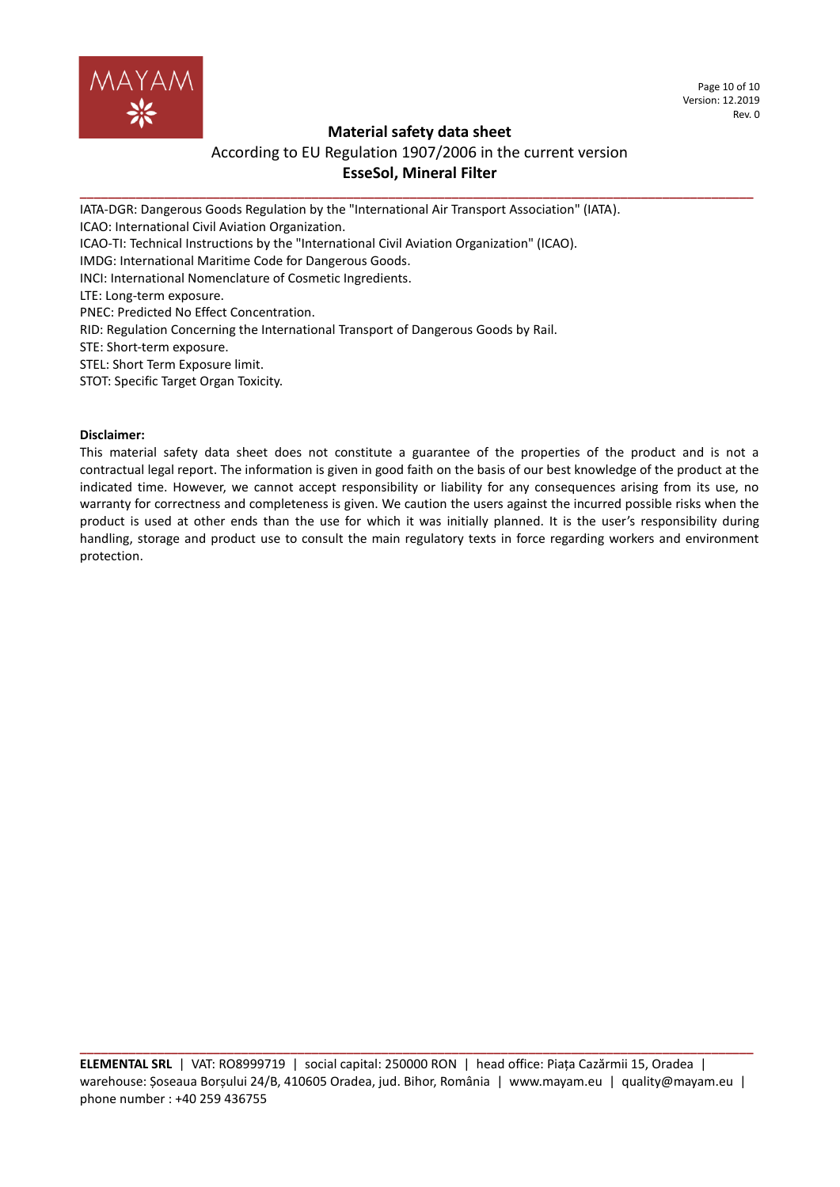IATA-DGR: Dangerous Goods Regulation by the "International Air Transport Association" (IATA).
ICAO: International Civil Aviation Organization.
ICAO-TI: Technical Instructions by the "International Civil Aviation Organization" (ICAO).
IMDG: International Maritime Code for Dangerous Goods.
INCI: International Nomenclature of Cosmetic Ingredients.
LTE: Long-term exposure.
PNEC: Predicted No Effect Concentration.
RID: Regulation Concerning the International Transport of Dangerous Goods by Rail.
STE: Short-term exposure.
STEL: Short Term Exposure limit.
STOT: Specific Target Organ Toxicity.

**Disclaimer:**

This material safety data sheet does not constitute a guarantee of the properties of the product and is not a contractual legal report. The information is given in good faith on the basis of our best knowledge of the product at the indicated time. However, we cannot accept responsibility or liability for any consequences arising from its use, no warranty for correctness and completeness is given. We caution the users against the incurred possible risks when the product is used at other ends than the use for which it was initially planned. It is the user's responsibility during handling, storage and product use to consult the main regulatory texts in force regarding workers and environment protection.